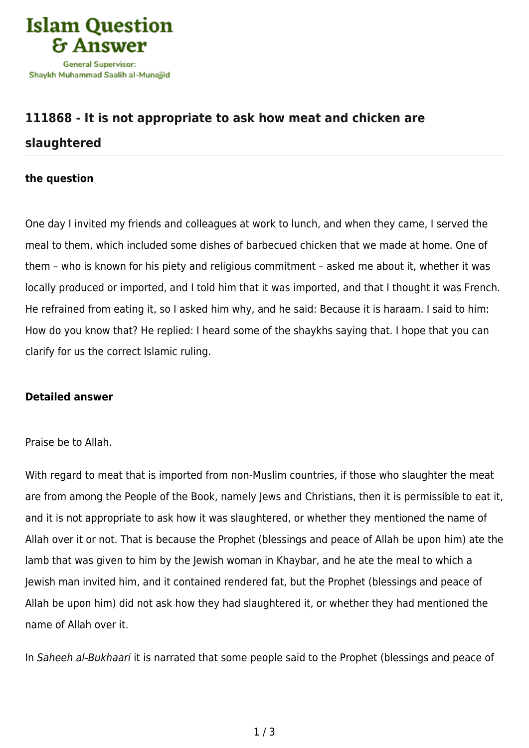# 111868 - It is not appropriate to ask how meat and chicken are slaughtered

### the question

One day I invited my friends and colleagues at work to lunch, and when they came, I served the meal to them, which included some dishes of barbecued chicken that we made at home. One of them – who is known for his piety and religious commitment – asked me about it, whether it was locally produced or imported, and I told him that it was imported, and that I thought it was French. He refrained from eating it, so I asked him why, and he said: Because it is haraam. I said to him: How do you know that? He replied: I heard some of the shaykhs saying that. I hope that you can clarify for us the correct Islamic ruling.

### Detailed answer

Praise be to Allah.

With regard to meat that is imported from non-Muslim countries, if those who slaughter the meat are from among the People of the Book, namely Jews and Christians, then it is permissible to eat it, and it is not appropriate to ask how it was slaughtered, or whether they mentioned the name of Allah over it or not. That is because the Prophet (blessings and peace of Allah be upon him) ate the lamb that was given to him by the Jewish woman in Khaybar, and he ate the meal to which a Jewish man invited him, and it contained rendered fat, but the Prophet (blessings and peace of Allah be upon him) did not ask how they had slaughtered it, or whether they had mentioned the name of Allah over it.

In *Saheeh al-Bukhaari* it is narrated that some people said to the Prophet (blessings and peace of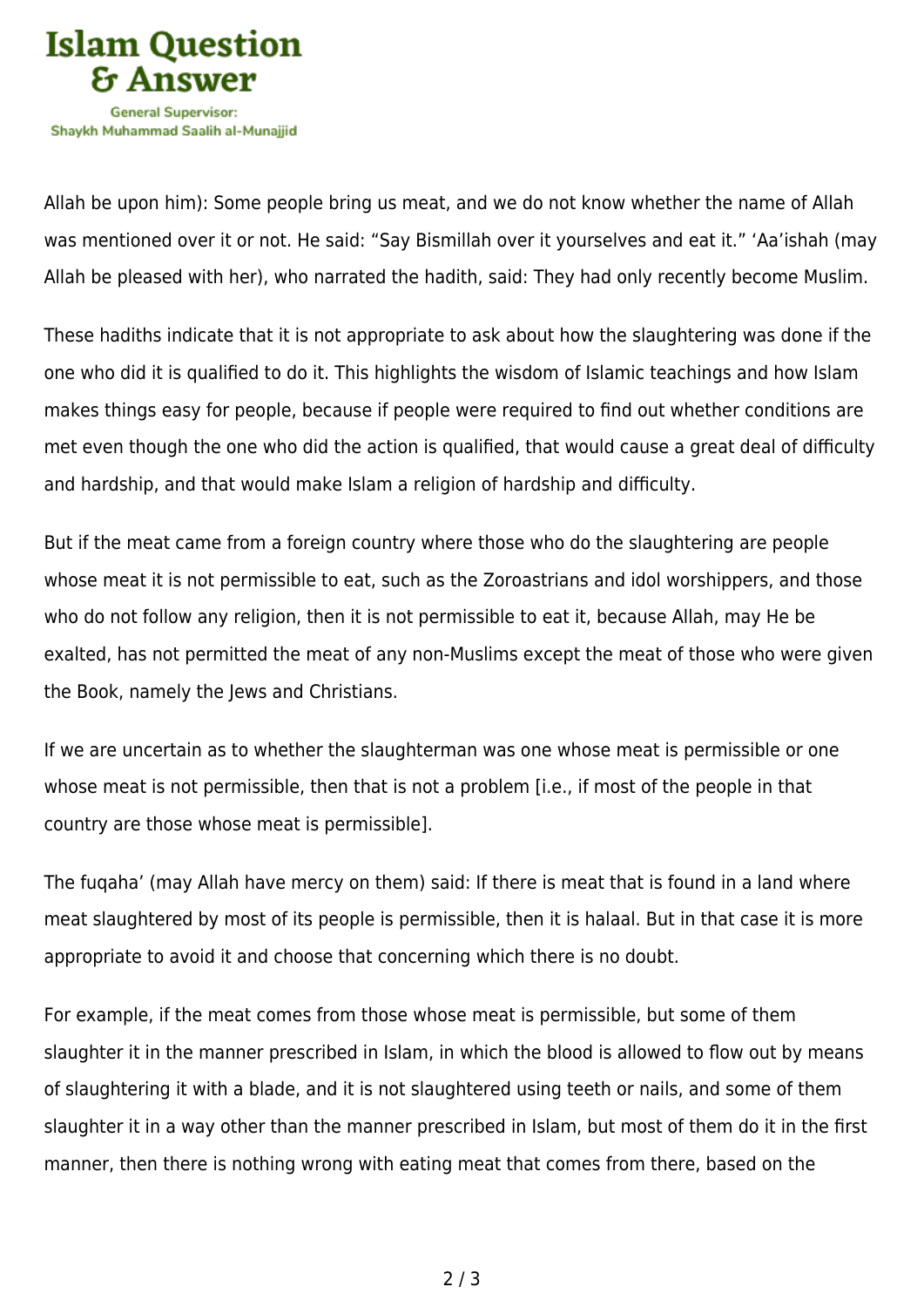Allah be upon him): Some people bring us meat, and we do not know whether the name of Allah was mentioned over it or not. He said: "Say Bismillah over it yourselves and eat it." 'Aa'ishah (may Allah be pleased with her), who narrated the hadith, said: They had only recently become Muslim.

These hadiths indicate that it is not appropriate to ask about how the slaughtering was done if the one who did it is qualified to do it. This highlights the wisdom of Islamic teachings and how Islam makes things easy for people, because if people were required to find out whether conditions are met even though the one who did the action is qualified, that would cause a great deal of difficulty and hardship, and that would make Islam a religion of hardship and difficulty.

But if the meat came from a foreign country where those who do the slaughtering are people whose meat it is not permissible to eat, such as the Zoroastrians and idol worshippers, and those who do not follow any religion, then it is not permissible to eat it, because Allah, may He be exalted, has not permitted the meat of any non-Muslims except the meat of those who were given the Book, namely the Jews and Christians.

If we are uncertain as to whether the slaughterman was one whose meat is permissible or one whose meat is not permissible, then that is not a problem [i.e., if most of the people in that country are those whose meat is permissible].

The fuqaha' (may Allah have mercy on them) said: If there is meat that is found in a land where meat slaughtered by most of its people is permissible, then it is halaal. But in that case it is more appropriate to avoid it and choose that concerning which there is no doubt.

For example, if the meat comes from those whose meat is permissible, but some of them slaughter it in the manner prescribed in Islam, in which the blood is allowed to flow out by means of slaughtering it with a blade, and it is not slaughtered using teeth or nails, and some of them slaughter it in a way other than the manner prescribed in Islam, but most of them do it in the first manner, then there is nothing wrong with eating meat that comes from there, based on the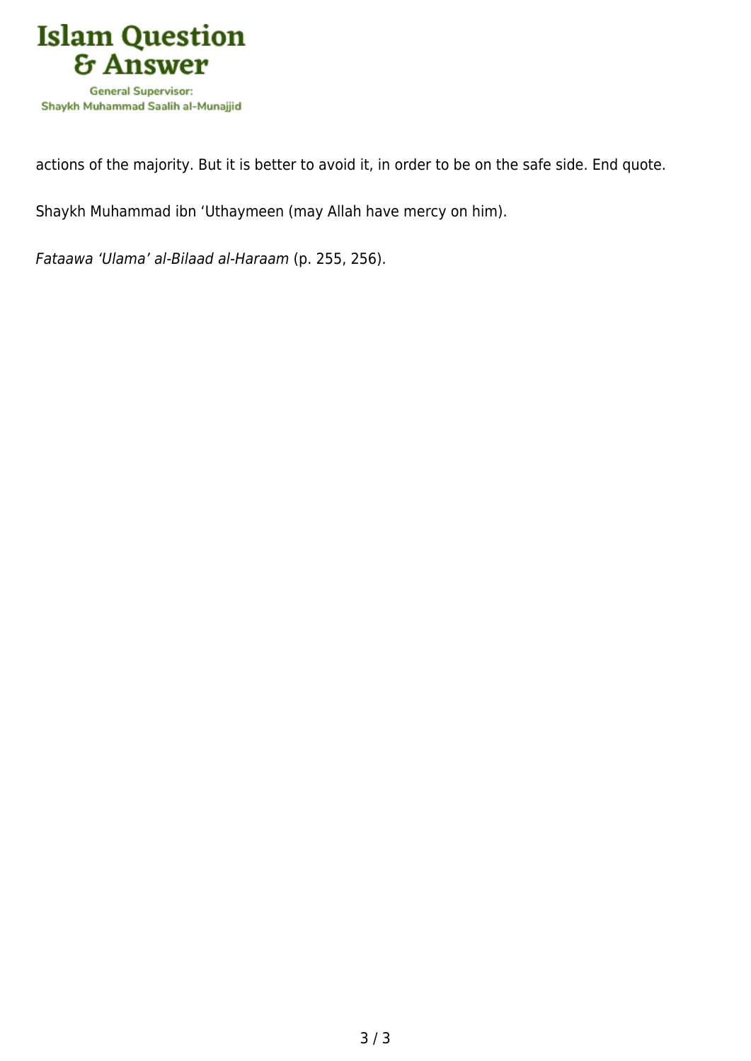actions of the majority. But it is better to avoid it, in order to be on the safe side. End quote.

Shaykh Muhammad ibn ‘Uthaymeen (may Allah have mercy on him).

*Fataawa ‘Ulama’ al-Bilaad al-Haraam* (p. 255, 256).